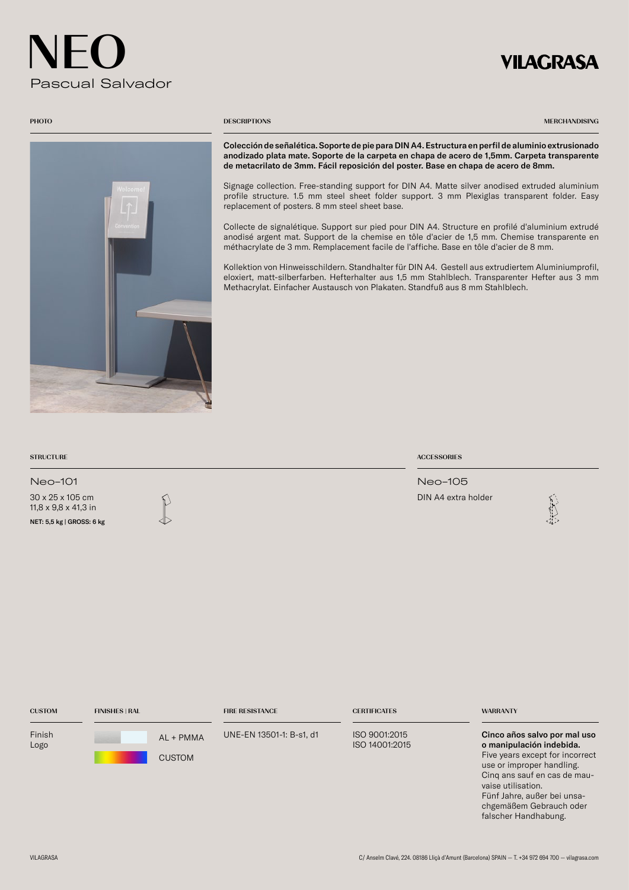# NEO

Pascual Salvador

VILAGRASA

PHOTO

DESCRIPTIONS

MERCHANDISING

**Colección de señalética. Soporte de pie para DIN A4. Estructura en perfil de aluminio extrusionado anodizado plata mate. Soporte de la carpeta en chapa de acero de 1,5mm. Carpeta transparente de metacrilato de 3mm. Fácil reposición del poster. Base en chapa de acero de 8mm.**

Signage collection. Free-standing support for DIN A4. Matte silver anodised extruded aluminium profile structure. 1.5 mm steel sheet folder support. 3 mm Plexiglas transparent folder. Easy replacement of posters. 8 mm steel sheet base.

Collecte de signalétique. Support sur pied pour DIN A4. Structure en profilé d'aluminium extrudé anodisé argent mat. Support de la chemise en tôle d'acier de 1,5 mm. Chemise transparente en méthacrylate de 3 mm. Remplacement facile de l'affiche. Base en tôle d'acier de 8 mm.

Kollektion von Hinweisschildern. Standhalter für DIN A4. Gestell aus extrudiertem Aluminiumprofil, eloxiert, matt-silberfarben. Hefterhalter aus 1,5 mm Stahlblech. Transparenter Hefter aus 3 mm Methacrylat. Einfacher Austausch von Plakaten. Standfuß aus 8 mm Stahlblech.

## STRUCTURE

### Neo–101

30 x 25 x 105 cm
11,8 x 9,8 x 41,3 in

**NET: 5,5 kg | GROSS: 6 kg**

## ACCESSORIES

### Neo–105

DIN A4 extra holder

## CUSTOM

Finish
Logo

## FINISHES | RAL

AL + PMMA

CUSTOM

## FIRE RESISTANCE

UNE-EN 13501-1: B-s1, d1

## CERTIFICATES

ISO 9001:2015
ISO 14001:2015

## WARRANTY

**Cinco años salvo por mal uso o manipulación indebida.**
Five years except for incorrect use or improper handling.
Cinq ans sauf en cas de mauvaise utilisation.
Fünf Jahre, außer bei unsachgemäßem Gebrauch oder falscher Handhabung.

VILAGRASA

C/ Anselm Clavé, 224. 08186 Lliçà d'Amunt (Barcelona) SPAIN — T. +34 972 694 700 — vilagrasa.com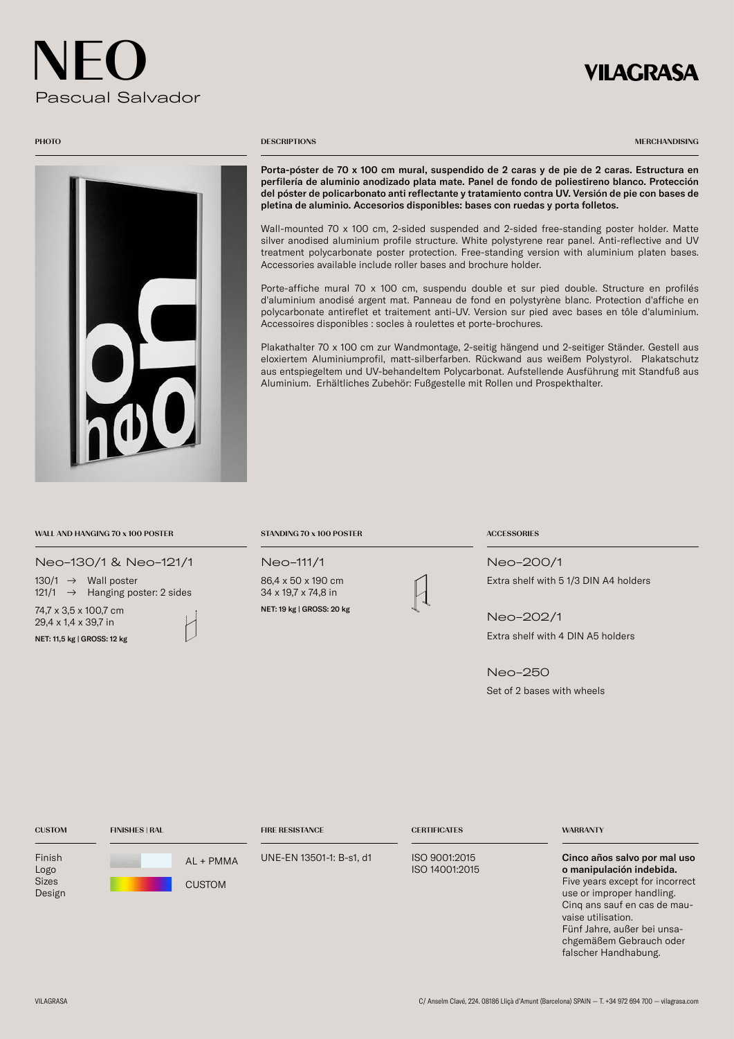# NEO

Pascual Salvador

VILAGRASA

PHOTO

DESCRIPTIONS

MERCHANDISING

**Porta-póster de 70 x 100 cm mural, suspendido de 2 caras y de pie de 2 caras. Estructura en perfilería de aluminio anodizado plata mate. Panel de fondo de poliestireno blanco. Protección del póster de policarbonato anti reflectante y tratamiento contra UV. Versión de pie con bases de pletina de aluminio. Accesorios disponibles: bases con ruedas y porta folletos.**

Wall-mounted 70 x 100 cm, 2-sided suspended and 2-sided free-standing poster holder. Matte silver anodised aluminium profile structure. White polystyrene rear panel. Anti-reflective and UV treatment polycarbonate poster protection. Free-standing version with aluminium platen bases. Accessories available include roller bases and brochure holder.

Porte-affiche mural 70 x 100 cm, suspendu double et sur pied double. Structure en profilés d'aluminium anodisé argent mat. Panneau de fond en polystyrène blanc. Protection d'affiche en polycarbonate antireflet et traitement anti-UV. Version sur pied avec bases en tôle d'aluminium. Accessoires disponibles : socles à roulettes et porte-brochures.

Plakathalter 70 x 100 cm zur Wandmontage, 2-seitig hängend und 2-seitiger Ständer. Gestell aus eloxiertem Aluminiumprofil, matt-silberfarben. Rückwand aus weißem Polystyrol. Plakatschutz aus entspiegeltem und UV-behandeltem Polycarbonat. Aufstellende Ausführung mit Standfuß aus Aluminium. Erhältliches Zubehör: Fußgestelle mit Rollen und Prospekthalter.

## WALL AND HANGING 70 x 100 POSTER

### Neo–130/1 & Neo–121/1

130/1 → Wall poster
121/1 → Hanging poster: 2 sides

74,7 x 3,5 x 100,7 cm
29,4 x 1,4 x 39,7 in

**NET: 11,5 kg | GROSS: 12 kg**

## STANDING 70 x 100 POSTER

### Neo–111/1

86,4 x 50 x 190 cm
34 x 19,7 x 74,8 in

**NET: 19 kg | GROSS: 20 kg**

## ACCESSORIES

### Neo–200/1

Extra shelf with 5 1/3 DIN A4 holders

### Neo–202/1

Extra shelf with 4 DIN A5 holders

### Neo–250

Set of 2 bases with wheels

## CUSTOM

Finish
Logo
Sizes
Design

## FINISHES | RAL

AL + PMMA

CUSTOM

## FIRE RESISTANCE

UNE-EN 13501-1: B-s1, d1

## CERTIFICATES

ISO 9001:2015
ISO 14001:2015

## WARRANTY

**Cinco años salvo por mal uso o manipulación indebida.**
Five years except for incorrect use or improper handling.
Cinq ans sauf en cas de mauvaise utilisation.
Fünf Jahre, außer bei unsachgemäßem Gebrauch oder falscher Handhabung.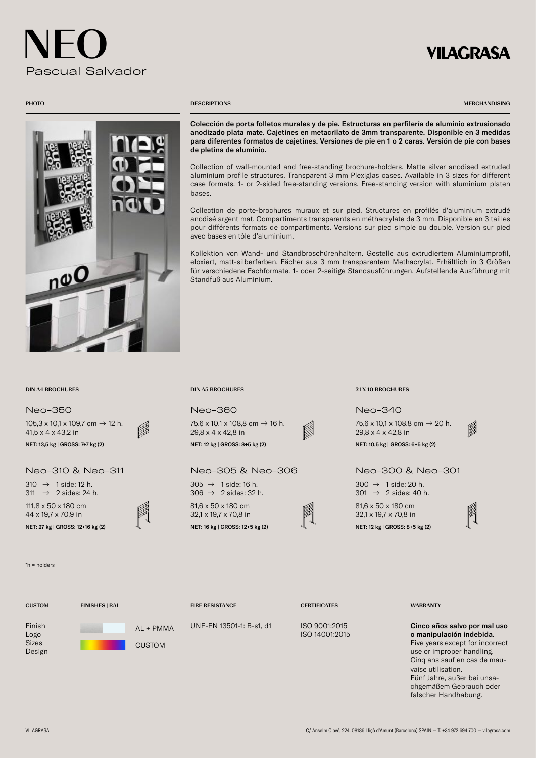# NEO

Pascual Salvador

VILAGRASA

PHOTO

DESCRIPTIONS

MERCHANDISING

**Colección de porta folletos murales y de pie. Estructuras en perfilería de aluminio extrusionado anodizado plata mate. Cajetines en metacrilato de 3mm transparente. Disponible en 3 medidas para diferentes formatos de cajetines. Versiones de pie en 1 o 2 caras. Versión de pie con bases de pletina de aluminio.**

Collection of wall-mounted and free-standing brochure-holders. Matte silver anodised extruded aluminium profile structures. Transparent 3 mm Plexiglas cases. Available in 3 sizes for different case formats. 1- or 2-sided free-standing versions. Free-standing version with aluminium platen bases.

Collection de porte-brochures muraux et sur pied. Structures en profilés d'aluminium extrudé anodisé argent mat. Compartiments transparents en méthacrylate de 3 mm. Disponible en 3 tailles pour différents formats de compartiments. Versions sur pied simple ou double. Version sur pied avec bases en tôle d'aluminium.

Kollektion von Wand- und Standbroschürenhaltern. Gestelle aus extrudiertem Aluminiumprofil, eloxiert, matt-silberfarben. Fächer aus 3 mm transparentem Methacrylat. Erhältlich in 3 Größen für verschiedene Fachformate. 1- oder 2-seitige Standausführungen. Aufstellende Ausführung mit Standfuß aus Aluminium.

## DIN A4 BROCHURES

### Neo–350

105,3 x 10,1 x 109,7 cm → 12 h.
41,5 x 4 x 43,2 in

**NET: 13,5 kg | GROSS: 7+7 kg (2)**

### Neo–310 & Neo–311

310 → 1 side: 12 h.
311 → 2 sides: 24 h.

111,8 x 50 x 180 cm
44 x 19,7 x 70,9 in

**NET: 27 kg | GROSS: 12+16 kg (2)**

## DIN A5 BROCHURES

### Neo–360

75,6 x 10,1 x 108,8 cm → 16 h.
29,8 x 4 x 42,8 in

**NET: 12 kg | GROSS: 8+5 kg (2)**

### Neo–305 & Neo–306

305 → 1 side: 16 h.
306 → 2 sides: 32 h.

81,6 x 50 x 180 cm
32,1 x 19,7 x 70,8 in

**NET: 16 kg | GROSS: 12+5 kg (2)**

## 21 X 10 BROCHURES

### Neo–340

75,6 x 10,1 x 108,8 cm → 20 h.
29,8 x 4 x 42,8 in

**NET: 10,5 kg | GROSS: 6+5 kg (2)**

### Neo–300 & Neo–301

300 → 1 side: 20 h.
301 → 2 sides: 40 h.

81,6 x 50 x 180 cm
32,1 x 19,7 x 70,8 in

**NET: 12 kg | GROSS: 8+5 kg (2)**

*h = holders

**CUSTOM**

Finish
Logo
Sizes
Design

**FINISHES | RAL**

AL + PMMA

CUSTOM

**FIRE RESISTANCE**

UNE-EN 13501-1: B-s1, d1

**CERTIFICATES**

ISO 9001:2015
ISO 14001:2015

**WARRANTY**

**Cinco años salvo por mal uso o manipulación indebida.**
Five years except for incorrect use or improper handling.
Cinq ans sauf en cas de mauvaise utilisation.
Fünf Jahre, außer bei unsachgemäßem Gebrauch oder falscher Handhabung.

VILAGRASA

C/ Anselm Clavé, 224. 08186 Lliçà d'Amunt (Barcelona) SPAIN — T. +34 972 694 700 — vilagrasa.com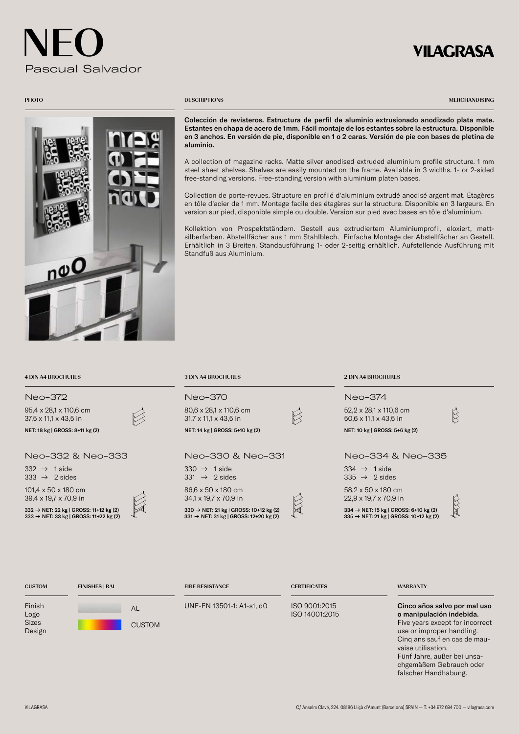# NEO

Pascual Salvador

VILAGRASA

PHOTO

DESCRIPTIONS

MERCHANDISING

**Colección de revisteros. Estructura de perfil de aluminio extrusionado anodizado plata mate. Estantes en chapa de acero de 1mm. Fácil montaje de los estantes sobre la estructura. Disponible en 3 anchos. En versión de pie, disponible en 1 o 2 caras. Versión de pie con bases de pletina de aluminio.**

A collection of magazine racks. Matte silver anodised extruded aluminium profile structure. 1 mm steel sheet shelves. Shelves are easily mounted on the frame. Available in 3 widths. 1- or 2-sided free-standing versions. Free-standing version with aluminium platen bases.

Collection de porte-revues. Structure en profilé d'aluminium extrudé anodisé argent mat. Étagères en tôle d'acier de 1 mm. Montage facile des étagères sur la structure. Disponible en 3 largeurs. En version sur pied, disponible simple ou double. Version sur pied avec bases en tôle d'aluminium.

Kollektion von Prospektständern. Gestell aus extrudiertem Aluminiumprofil, eloxiert, matt-silberfarben. Abstellfächer aus 1 mm Stahlblech. Einfache Montage der Abstellfächer an Gestell. Erhältlich in 3 Breiten. Standausführung 1- oder 2-seitig erhältlich. Aufstellende Ausführung mit Standfuß aus Aluminium.

## 4 DIN A4 BROCHURES

### Neo–372

95,4 x 28,1 x 110,6 cm
37,5 x 11,1 x 43,5 in

**NET: 18 kg | GROSS: 8+11 kg (2)**

### Neo–332 & Neo–333

332 → 1 side
333 → 2 sides

101,4 x 50 x 180 cm
39,4 x 19,7 x 70,9 in

**332 → NET: 22 kg | GROSS: 11+12 kg (2)**
**333 → NET: 33 kg | GROSS: 11+22 kg (2)**

## 3 DIN A4 BROCHURES

### Neo–370

80,6 x 28,1 x 110,6 cm
31,7 x 11,1 x 43,5 in

**NET: 14 kg | GROSS: 5+10 kg (2)**

### Neo–330 & Neo–331

330 → 1 side
331 → 2 sides

86,6 x 50 x 180 cm
34,1 x 19,7 x 70,9 in

**330 → NET: 21 kg | GROSS: 10+12 kg (2)**
**331 → NET: 31 kg | GROSS: 12+20 kg (2)**

## 2 DIN A4 BROCHURES

### Neo–374

52,2 x 28,1 x 110,6 cm
50,6 x 11,1 x 43,5 in

**NET: 10 kg | GROSS: 5+6 kg (2)**

### Neo–334 & Neo–335

334 → 1 side
335 → 2 sides

58,2 x 50 x 180 cm
22,9 x 19,7 x 70,9 in

**334 → NET: 15 kg | GROSS: 6+10 kg (2)**
**335 → NET: 21 kg | GROSS: 10+12 kg (2)**

## CUSTOM

Finish
Logo
Sizes
Design

## FINISHES | RAL

AL
CUSTOM

## FIRE RESISTANCE

UNE-EN 13501-1: A1-s1, d0

## CERTIFICATES

ISO 9001:2015
ISO 14001:2015

## WARRANTY

**Cinco años salvo por mal uso o manipulación indebida.**
Five years except for incorrect use or improper handling.
Cinq ans sauf en cas de mauvaise utilisation.
Fünf Jahre, außer bei unsachgemäßem Gebrauch oder falscher Handhabung.

VILAGRASA

C/ Anselm Clavé, 224. 08186 Lliçà d'Amunt (Barcelona) SPAIN — T. +34 972 694 700 — vilagrasa.com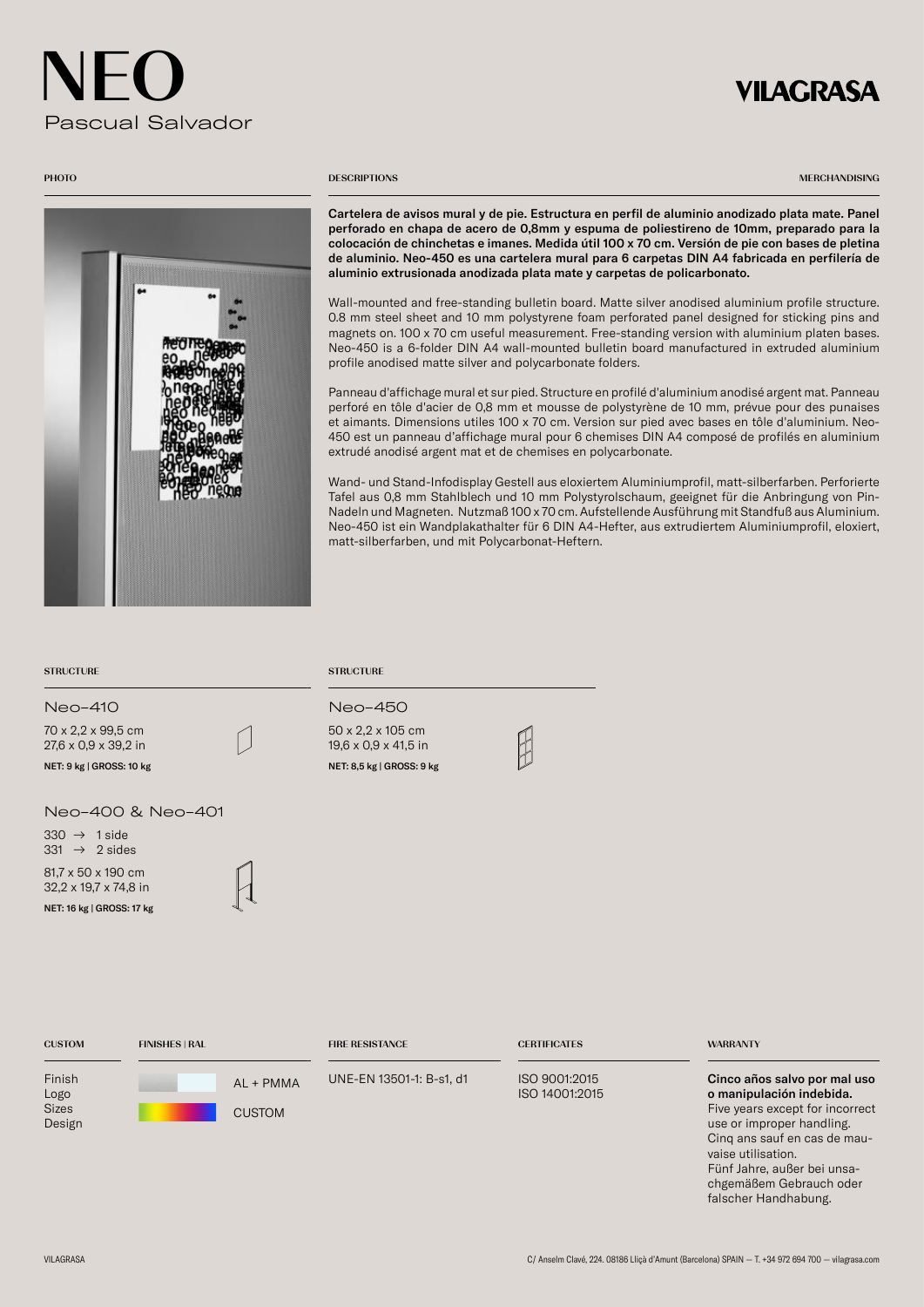# NEO

Pascual Salvador

VILAGRASA

PHOTO

DESCRIPTIONS

MERCHANDISING

**Cartelera de avisos mural y de pie. Estructura en perfil de aluminio anodizado plata mate. Panel perforado en chapa de acero de 0,8mm y espuma de poliestireno de 10mm, preparado para la colocación de chinchetas e imanes. Medida útil 100 x 70 cm. Versión de pie con bases de pletina de aluminio. Neo-450 es una cartelera mural para 6 carpetas DIN A4 fabricada en perfilería de aluminio extrusionada anodizada plata mate y carpetas de policarbonato.**

Wall-mounted and free-standing bulletin board. Matte silver anodised aluminium profile structure. 0.8 mm steel sheet and 10 mm polystyrene foam perforated panel designed for sticking pins and magnets on. 100 x 70 cm useful measurement. Free-standing version with aluminium platen bases. Neo-450 is a 6-folder DIN A4 wall-mounted bulletin board manufactured in extruded aluminium profile anodised matte silver and polycarbonate folders.

Panneau d'affichage mural et sur pied. Structure en profilé d'aluminium anodisé argent mat. Panneau perforé en tôle d'acier de 0,8 mm et mousse de polystyrène de 10 mm, prévue pour des punaises et aimants. Dimensions utiles 100 x 70 cm. Version sur pied avec bases en tôle d'aluminium. Neo-450 est un panneau d'affichage mural pour 6 chemises DIN A4 composé de profilés en aluminium extrudé anodisé argent mat et de chemises en polycarbonate.

Wand- und Stand-Infodisplay Gestell aus eloxiertem Aluminiumprofil, matt-silberfarben. Perforierte Tafel aus 0,8 mm Stahlblech und 10 mm Polystyrolschaum, geeignet für die Anbringung von Pin-Nadeln und Magneten. Nutzmaß 100 x 70 cm. Aufstellende Ausführung mit Standfuß aus Aluminium. Neo-450 ist ein Wandplakathalter für 6 DIN A4-Hefter, aus extrudiertem Aluminiumprofil, eloxiert, matt-silberfarben, und mit Polycarbonat-Heftern.

STRUCTURE

### Neo–410

70 x 2,2 x 99,5 cm
27,6 x 0,9 x 39,2 in

**NET: 9 kg | GROSS: 10 kg**

### Neo–400 & Neo–401

330 → 1 side
331 → 2 sides

81,7 x 50 x 190 cm
32,2 x 19,7 x 74,8 in

**NET: 16 kg | GROSS: 17 kg**

STRUCTURE

### Neo–450

50 x 2,2 x 105 cm
19,6 x 0,9 x 41,5 in

**NET: 8,5 kg | GROSS: 9 kg**

CUSTOM

Finish
Logo
Sizes
Design

FINISHES | RAL

AL + PMMA

CUSTOM

FIRE RESISTANCE

UNE-EN 13501-1: B-s1, d1

CERTIFICATES

ISO 9001:2015
ISO 14001:2015

WARRANTY

**Cinco años salvo por mal uso o manipulación indebida.**
Five years except for incorrect use or improper handling.
Cinq ans sauf en cas de mauvaise utilisation.
Fünf Jahre, außer bei unsachgemäßem Gebrauch oder falscher Handhabung.

VILAGRASA

C/ Anselm Clavé, 224. 08186 Lliçà d'Amunt (Barcelona) SPAIN — T. +34 972 694 700 — vilagrasa.com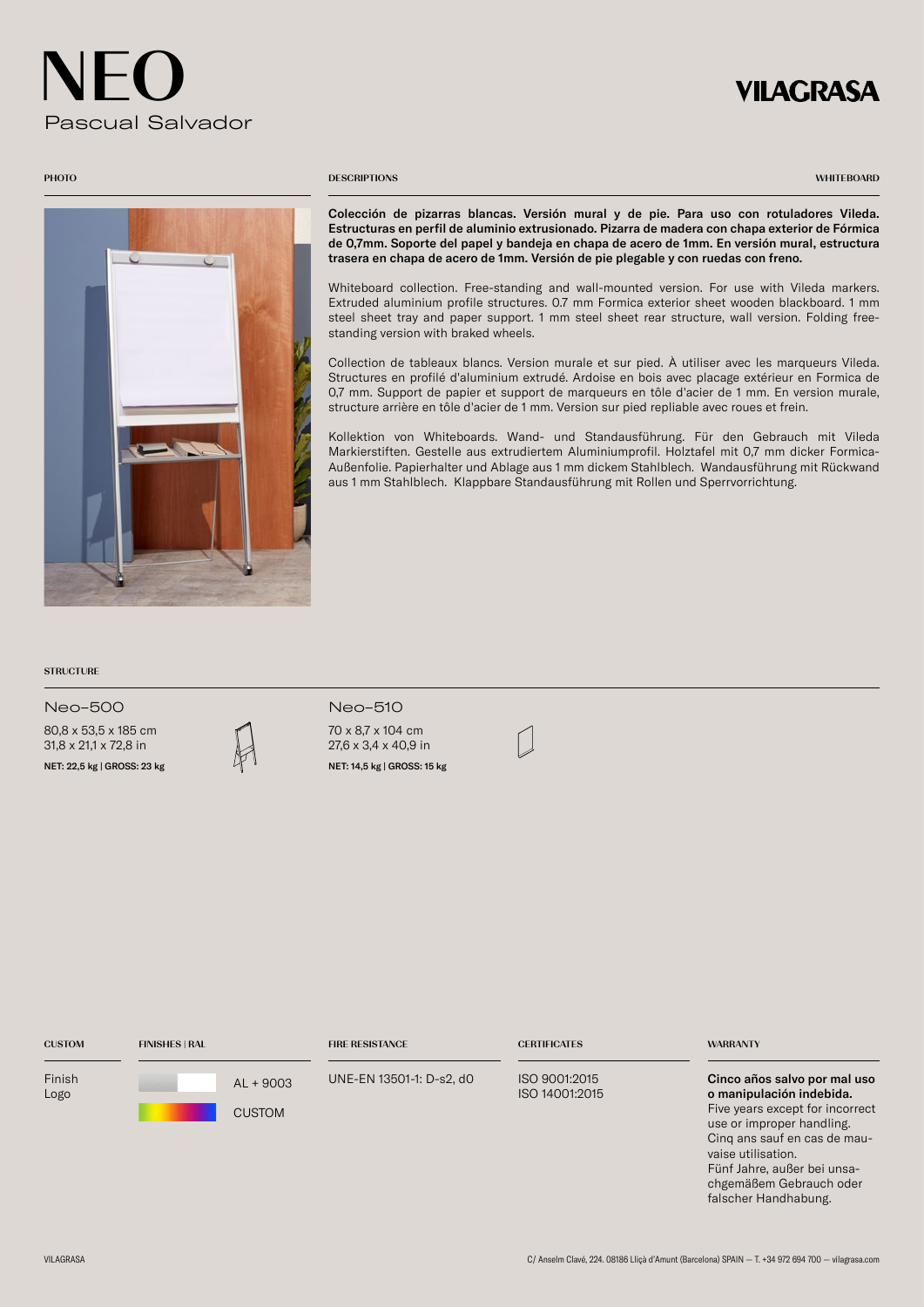# NEO

Pascual Salvador

VILAGRASA

PHOTO

DESCRIPTIONS

WHITEBOARD

**Colección de pizarras blancas. Versión mural y de pie. Para uso con rotuladores Vileda. Estructuras en perfil de aluminio extrusionado. Pizarra de madera con chapa exterior de Fórmica de 0,7mm. Soporte del papel y bandeja en chapa de acero de 1mm. En versión mural, estructura trasera en chapa de acero de 1mm. Versión de pie plegable y con ruedas con freno.**

Whiteboard collection. Free-standing and wall-mounted version. For use with Vileda markers. Extruded aluminium profile structures. 0.7 mm Formica exterior sheet wooden blackboard. 1 mm steel sheet tray and paper support. 1 mm steel sheet rear structure, wall version. Folding free-standing version with braked wheels.

Collection de tableaux blancs. Version murale et sur pied. À utiliser avec les marqueurs Vileda. Structures en profilé d'aluminium extrudé. Ardoise en bois avec placage extérieur en Formica de 0,7 mm. Support de papier et support de marqueurs en tôle d'acier de 1 mm. En version murale, structure arrière en tôle d'acier de 1 mm. Version sur pied repliable avec roues et frein.

Kollektion von Whiteboards. Wand- und Standausführung. Für den Gebrauch mit Vileda Markierstiften. Gestelle aus extrudiertem Aluminiumprofil. Holztafel mit 0,7 mm dicker Formica-Außenfolie. Papierhalter und Ablage aus 1 mm dickem Stahlblech. Wandausführung mit Rückwand aus 1 mm Stahlblech. Klappbare Standausführung mit Rollen und Sperrvorrichtung.

STRUCTURE

**Neo–500**

80,8 x 53,5 x 185 cm
31,8 x 21,1 x 72,8 in

**NET: 22,5 kg | GROSS: 23 kg**

**Neo–510**

70 x 8,7 x 104 cm
27,6 x 3,4 x 40,9 in

**NET: 14,5 kg | GROSS: 15 kg**

| CUSTOM | FINISHES \| RAL | FIRE RESISTANCE | CERTIFICATES | WARRANTY |
|---|---|---|---|---|
| Finish<br>Logo | AL + 9003<br>CUSTOM | UNE-EN 13501-1: D-s2, d0 | ISO 9001:2015<br>ISO 14001:2015 | **Cinco años salvo por mal uso o manipulación indebida.**<br>Five years except for incorrect use or improper handling.<br>Cinq ans sauf en cas de mauvaise utilisation.<br>Fünf Jahre, außer bei unsachgemäßem Gebrauch oder falscher Handhabung. |

VILAGRASA

C/ Anselm Clavé, 224. 08186 Lliçà d'Amunt (Barcelona) SPAIN — T. +34 972 694 700 — vilagrasa.com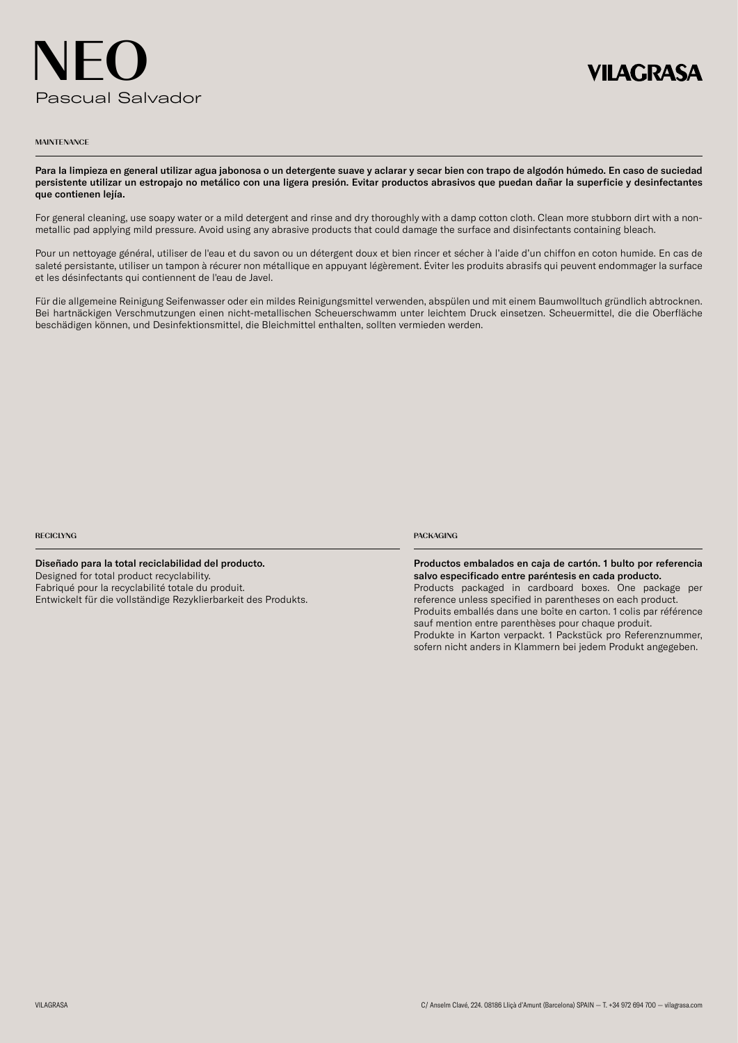# NEO
Pascual Salvador

VILAGRASA

## MAINTENANCE

**Para la limpieza en general utilizar agua jabonosa o un detergente suave y aclarar y secar bien con trapo de algodón húmedo. En caso de suciedad persistente utilizar un estropajo no metálico con una ligera presión. Evitar productos abrasivos que puedan dañar la superficie y desinfectantes que contienen lejía.**

For general cleaning, use soapy water or a mild detergent and rinse and dry thoroughly with a damp cotton cloth. Clean more stubborn dirt with a non-metallic pad applying mild pressure. Avoid using any abrasive products that could damage the surface and disinfectants containing bleach.

Pour un nettoyage général, utiliser de l'eau et du savon ou un détergent doux et bien rincer et sécher à l'aide d'un chiffon en coton humide. En cas de saleté persistante, utiliser un tampon à récurer non métallique en appuyant légèrement. Éviter les produits abrasifs qui peuvent endommager la surface et les désinfectants qui contiennent de l'eau de Javel.

Für die allgemeine Reinigung Seifenwasser oder ein mildes Reinigungsmittel verwenden, abspülen und mit einem Baumwolltuch gründlich abtrocknen. Bei hartnäckigen Verschmutzungen einen nicht-metallischen Scheuerschwamm unter leichtem Druck einsetzen. Scheuermittel, die die Oberfläche beschädigen können, und Desinfektionsmittel, die Bleichmittel enthalten, sollten vermieden werden.

## RECICLYNG

**Diseñado para la total reciclabilidad del producto.**
Designed for total product recyclability.
Fabriqué pour la recyclabilité totale du produit.
Entwickelt für die vollständige Rezyklierbarkeit des Produkts.

## PACKAGING

**Productos embalados en caja de cartón. 1 bulto por referencia salvo especificado entre paréntesis en cada producto.**
Products packaged in cardboard boxes. One package per reference unless specified in parentheses on each product.
Produits emballés dans une boîte en carton. 1 colis par référence sauf mention entre parenthèses pour chaque produit.
Produkte in Karton verpackt. 1 Packstück pro Referenznummer, sofern nicht anders in Klammern bei jedem Produkt angegeben.

VILAGRASA

C/ Anselm Clavé, 224. 08186 Lliçà d'Amunt (Barcelona) SPAIN — T. +34 972 694 700 — vilagrasa.com